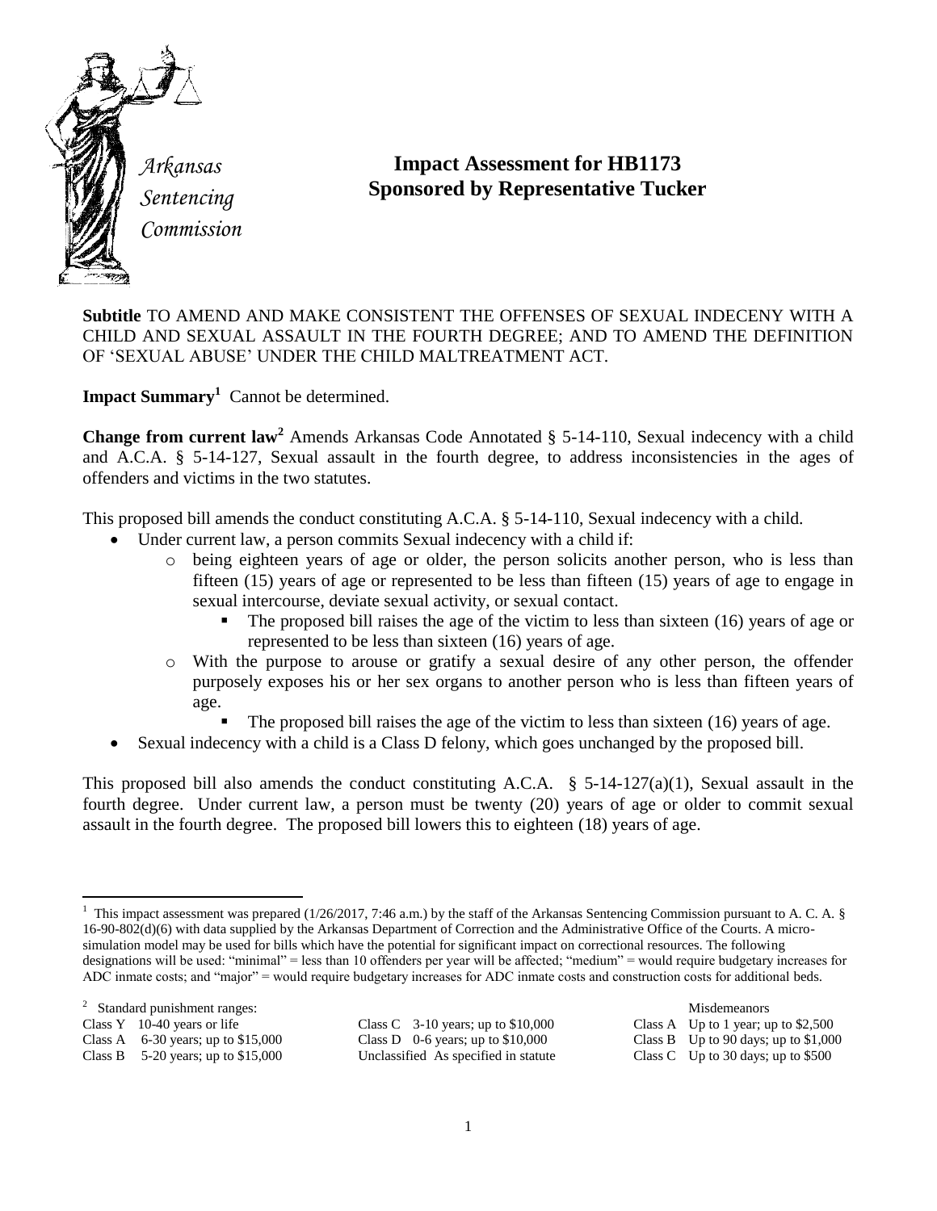*Arkansas Sentencing Commission*

# Impact Assessment for HB1173
## Sponsored by Representative Tucker

**Subtitle** TO AMEND AND MAKE CONSISTENT THE OFFENSES OF SEXUAL INDECENY WITH A CHILD AND SEXUAL ASSAULT IN THE FOURTH DEGREE; AND TO AMEND THE DEFINITION OF 'SEXUAL ABUSE' UNDER THE CHILD MALTREATMENT ACT.

**Impact Summary**[1] Cannot be determined.

**Change from current law**[2] Amends Arkansas Code Annotated § 5-14-110, Sexual indecency with a child and A.C.A. § 5-14-127, Sexual assault in the fourth degree, to address inconsistencies in the ages of offenders and victims in the two statutes.

This proposed bill amends the conduct constituting A.C.A. § 5-14-110, Sexual indecency with a child.

- Under current law, a person commits Sexual indecency with a child if:
  - being eighteen years of age or older, the person solicits another person, who is less than fifteen (15) years of age or represented to be less than fifteen (15) years of age to engage in sexual intercourse, deviate sexual activity, or sexual contact.
    - The proposed bill raises the age of the victim to less than sixteen (16) years of age or represented to be less than sixteen (16) years of age.
  - With the purpose to arouse or gratify a sexual desire of any other person, the offender purposely exposes his or her sex organs to another person who is less than fifteen years of age.
    - The proposed bill raises the age of the victim to less than sixteen (16) years of age.
- Sexual indecency with a child is a Class D felony, which goes unchanged by the proposed bill.

This proposed bill also amends the conduct constituting A.C.A. § 5-14-127(a)(1), Sexual assault in the fourth degree. Under current law, a person must be twenty (20) years of age or older to commit sexual assault in the fourth degree. The proposed bill lowers this to eighteen (18) years of age.

---

[1] This impact assessment was prepared (1/26/2017, 7:46 a.m.) by the staff of the Arkansas Sentencing Commission pursuant to A. C. A. § 16-90-802(d)(6) with data supplied by the Arkansas Department of Correction and the Administrative Office of the Courts. A micro-simulation model may be used for bills which have the potential for significant impact on correctional resources. The following designations will be used: "minimal" = less than 10 offenders per year will be affected; "medium" = would require budgetary increases for ADC inmate costs; and "major" = would require budgetary increases for ADC inmate costs and construction costs for additional beds.

[2] Standard punishment ranges:

| | | Misdemeanors |
|---|---|---|
| Class Y 10-40 years or life | Class C 3-10 years; up to $10,000 | Class A Up to 1 year; up to $2,500 |
| Class A 6-30 years; up to $15,000 | Class D 0-6 years; up to $10,000 | Class B Up to 90 days; up to $1,000 |
| Class B 5-20 years; up to $15,000 | Unclassified As specified in statute | Class C Up to 30 days; up to $500 |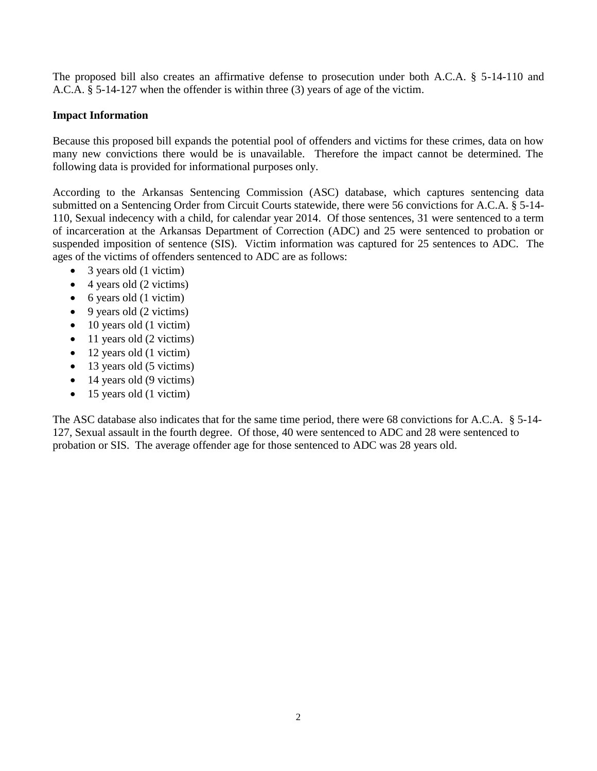The proposed bill also creates an affirmative defense to prosecution under both A.C.A. § 5-14-110 and A.C.A. § 5-14-127 when the offender is within three (3) years of age of the victim.

**Impact Information**

Because this proposed bill expands the potential pool of offenders and victims for these crimes, data on how many new convictions there would be is unavailable. Therefore the impact cannot be determined. The following data is provided for informational purposes only.

According to the Arkansas Sentencing Commission (ASC) database, which captures sentencing data submitted on a Sentencing Order from Circuit Courts statewide, there were 56 convictions for A.C.A. § 5-14-110, Sexual indecency with a child, for calendar year 2014. Of those sentences, 31 were sentenced to a term of incarceration at the Arkansas Department of Correction (ADC) and 25 were sentenced to probation or suspended imposition of sentence (SIS). Victim information was captured for 25 sentences to ADC. The ages of the victims of offenders sentenced to ADC are as follows:

- 3 years old (1 victim)
- 4 years old (2 victims)
- 6 years old (1 victim)
- 9 years old (2 victims)
- 10 years old (1 victim)
- 11 years old (2 victims)
- 12 years old (1 victim)
- 13 years old (5 victims)
- 14 years old (9 victims)
- 15 years old (1 victim)

The ASC database also indicates that for the same time period, there were 68 convictions for A.C.A. § 5-14-127, Sexual assault in the fourth degree. Of those, 40 were sentenced to ADC and 28 were sentenced to probation or SIS. The average offender age for those sentenced to ADC was 28 years old.